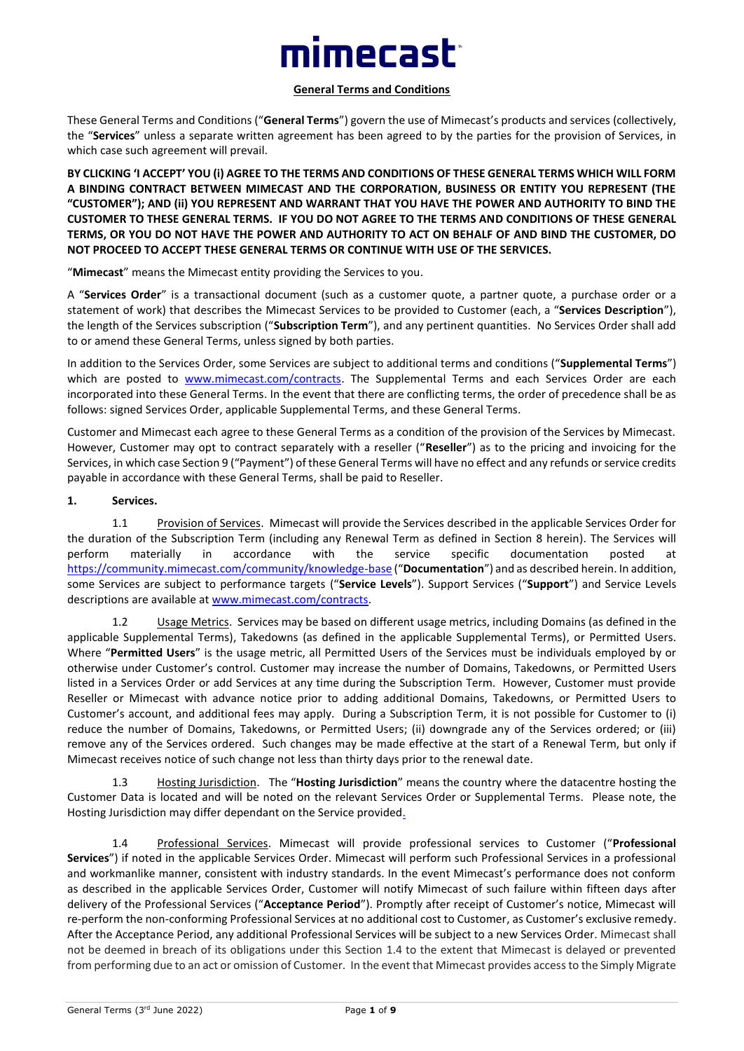# mimecast

**General Terms and Conditions**

These General Terms and Conditions ("**General Terms**") govern the use of Mimecast's products and services (collectively, the "**Services**" unless a separate written agreement has been agreed to by the parties for the provision of Services, in which case such agreement will prevail.

**BY CLICKING 'I ACCEPT' YOU (i) AGREE TO THE TERMS AND CONDITIONS OF THESE GENERAL TERMS WHICH WILL FORM A BINDING CONTRACT BETWEEN MIMECAST AND THE CORPORATION, BUSINESS OR ENTITY YOU REPRESENT (THE "CUSTOMER"); AND (ii) YOU REPRESENT AND WARRANT THAT YOU HAVE THE POWER AND AUTHORITY TO BIND THE CUSTOMER TO THESE GENERAL TERMS. IF YOU DO NOT AGREE TO THE TERMS AND CONDITIONS OF THESE GENERAL TERMS, OR YOU DO NOT HAVE THE POWER AND AUTHORITY TO ACT ON BEHALF OF AND BIND THE CUSTOMER, DO NOT PROCEED TO ACCEPT THESE GENERAL TERMS OR CONTINUE WITH USE OF THE SERVICES.**

"**Mimecast**" means the Mimecast entity providing the Services to you.

A "**Services Order**" is a transactional document (such as a customer quote, a partner quote, a purchase order or a statement of work) that describes the Mimecast Services to be provided to Customer (each, a "**Services Description**"), the length of the Services subscription ("**Subscription Term**"), and any pertinent quantities. No Services Order shall add to or amend these General Terms, unless signed by both parties.

In addition to the Services Order, some Services are subject to additional terms and conditions ("**Supplemental Terms**") which are posted to www.mimecast.com/contracts. The Supplemental Terms and each Services Order are each incorporated into these General Terms. In the event that there are conflicting terms, the order of precedence shall be as follows: signed Services Order, applicable Supplemental Terms, and these General Terms.

Customer and Mimecast each agree to these General Terms as a condition of the provision of the Services by Mimecast. However, Customer may opt to contract separately with a reseller ("**Reseller**") as to the pricing and invoicing for the Services, in which case Section 9 ("Payment") of these General Terms will have no effect and any refunds or service credits payable in accordance with these General Terms, shall be paid to Reseller.

**1. Services.**

1.1 Provision of Services. Mimecast will provide the Services described in the applicable Services Order for the duration of the Subscription Term (including any Renewal Term as defined in Section 8 herein). The Services will perform materially in accordance with the service specific documentation posted at https://community.mimecast.com/community/knowledge-base ("**Documentation**") and as described herein. In addition, some Services are subject to performance targets ("**Service Levels**"). Support Services ("**Support**") and Service Levels descriptions are available at www.mimecast.com/contracts.

1.2 Usage Metrics. Services may be based on different usage metrics, including Domains (as defined in the applicable Supplemental Terms), Takedowns (as defined in the applicable Supplemental Terms), or Permitted Users. Where "**Permitted Users**" is the usage metric, all Permitted Users of the Services must be individuals employed by or otherwise under Customer's control. Customer may increase the number of Domains, Takedowns, or Permitted Users listed in a Services Order or add Services at any time during the Subscription Term. However, Customer must provide Reseller or Mimecast with advance notice prior to adding additional Domains, Takedowns, or Permitted Users to Customer's account, and additional fees may apply. During a Subscription Term, it is not possible for Customer to (i) reduce the number of Domains, Takedowns, or Permitted Users; (ii) downgrade any of the Services ordered; or (iii) remove any of the Services ordered. Such changes may be made effective at the start of a Renewal Term, but only if Mimecast receives notice of such change not less than thirty days prior to the renewal date.

1.3 Hosting Jurisdiction. The "**Hosting Jurisdiction**" means the country where the datacentre hosting the Customer Data is located and will be noted on the relevant Services Order or Supplemental Terms. Please note, the Hosting Jurisdiction may differ dependant on the Service provided.

1.4 Professional Services. Mimecast will provide professional services to Customer ("**Professional Services**") if noted in the applicable Services Order. Mimecast will perform such Professional Services in a professional and workmanlike manner, consistent with industry standards. In the event Mimecast's performance does not conform as described in the applicable Services Order, Customer will notify Mimecast of such failure within fifteen days after delivery of the Professional Services ("**Acceptance Period**"). Promptly after receipt of Customer's notice, Mimecast will re-perform the non-conforming Professional Services at no additional cost to Customer, as Customer's exclusive remedy. After the Acceptance Period, any additional Professional Services will be subject to a new Services Order. Mimecast shall not be deemed in breach of its obligations under this Section 1.4 to the extent that Mimecast is delayed or prevented from performing due to an act or omission of Customer. In the event that Mimecast provides access to the Simply Migrate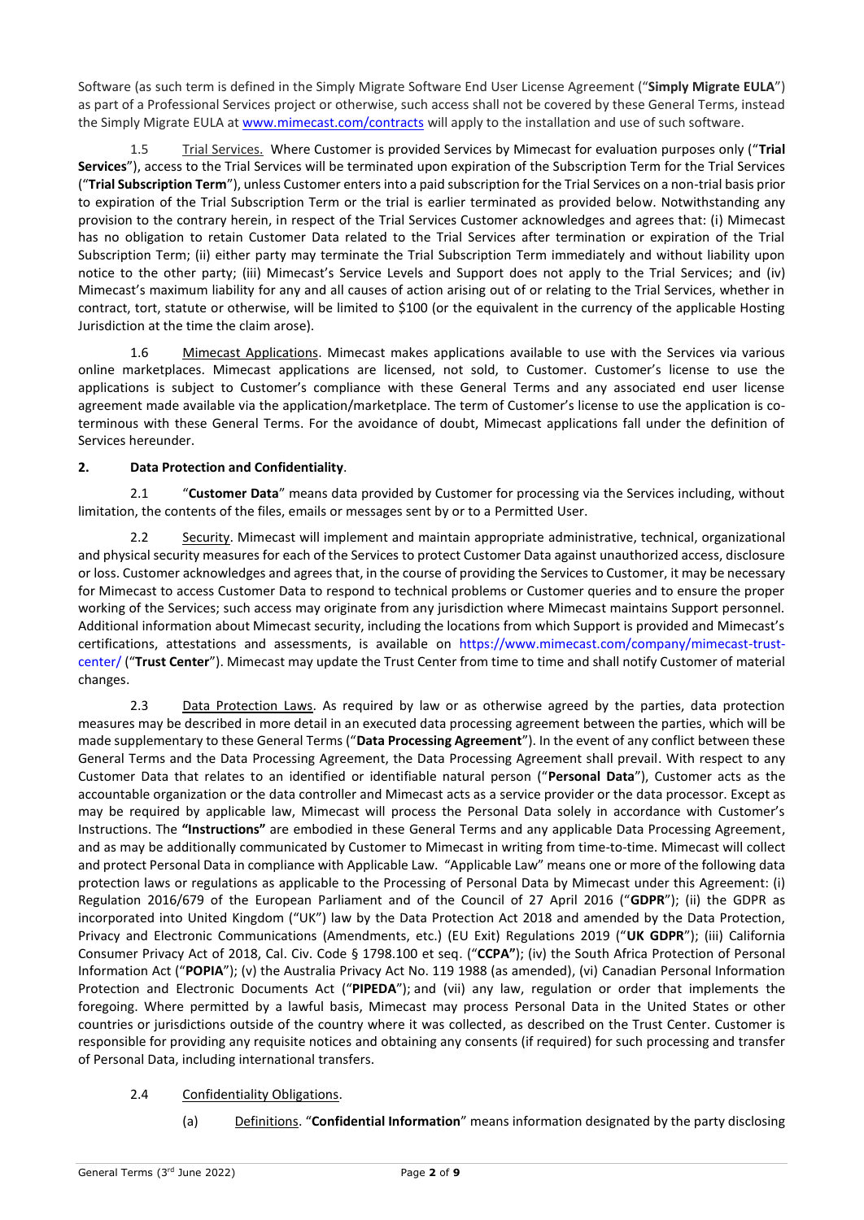Software (as such term is defined in the Simply Migrate Software End User License Agreement ("**Simply Migrate EULA**") as part of a Professional Services project or otherwise, such access shall not be covered by these General Terms, instead the Simply Migrate EULA at www.mimecast.com/contracts will apply to the installation and use of such software.

1.5 Trial Services. Where Customer is provided Services by Mimecast for evaluation purposes only ("**Trial Services**"), access to the Trial Services will be terminated upon expiration of the Subscription Term for the Trial Services ("**Trial Subscription Term**"), unless Customer enters into a paid subscription for the Trial Services on a non-trial basis prior to expiration of the Trial Subscription Term or the trial is earlier terminated as provided below. Notwithstanding any provision to the contrary herein, in respect of the Trial Services Customer acknowledges and agrees that: (i) Mimecast has no obligation to retain Customer Data related to the Trial Services after termination or expiration of the Trial Subscription Term; (ii) either party may terminate the Trial Subscription Term immediately and without liability upon notice to the other party; (iii) Mimecast's Service Levels and Support does not apply to the Trial Services; and (iv) Mimecast's maximum liability for any and all causes of action arising out of or relating to the Trial Services, whether in contract, tort, statute or otherwise, will be limited to $100 (or the equivalent in the currency of the applicable Hosting Jurisdiction at the time the claim arose).

1.6 Mimecast Applications. Mimecast makes applications available to use with the Services via various online marketplaces. Mimecast applications are licensed, not sold, to Customer. Customer's license to use the applications is subject to Customer's compliance with these General Terms and any associated end user license agreement made available via the application/marketplace. The term of Customer's license to use the application is co-terminous with these General Terms. For the avoidance of doubt, Mimecast applications fall under the definition of Services hereunder.

## 2. Data Protection and Confidentiality.

2.1 "**Customer Data**" means data provided by Customer for processing via the Services including, without limitation, the contents of the files, emails or messages sent by or to a Permitted User.

2.2 Security. Mimecast will implement and maintain appropriate administrative, technical, organizational and physical security measures for each of the Services to protect Customer Data against unauthorized access, disclosure or loss. Customer acknowledges and agrees that, in the course of providing the Services to Customer, it may be necessary for Mimecast to access Customer Data to respond to technical problems or Customer queries and to ensure the proper working of the Services; such access may originate from any jurisdiction where Mimecast maintains Support personnel. Additional information about Mimecast security, including the locations from which Support is provided and Mimecast's certifications, attestations and assessments, is available on https://www.mimecast.com/company/mimecast-trust-center/ ("**Trust Center**"). Mimecast may update the Trust Center from time to time and shall notify Customer of material changes.

2.3 Data Protection Laws. As required by law or as otherwise agreed by the parties, data protection measures may be described in more detail in an executed data processing agreement between the parties, which will be made supplementary to these General Terms ("**Data Processing Agreement**"). In the event of any conflict between these General Terms and the Data Processing Agreement, the Data Processing Agreement shall prevail. With respect to any Customer Data that relates to an identified or identifiable natural person ("**Personal Data**"), Customer acts as the accountable organization or the data controller and Mimecast acts as a service provider or the data processor. Except as may be required by applicable law, Mimecast will process the Personal Data solely in accordance with Customer's Instructions. The **"Instructions"** are embodied in these General Terms and any applicable Data Processing Agreement, and as may be additionally communicated by Customer to Mimecast in writing from time-to-time. Mimecast will collect and protect Personal Data in compliance with Applicable Law. "Applicable Law" means one or more of the following data protection laws or regulations as applicable to the Processing of Personal Data by Mimecast under this Agreement: (i) Regulation 2016/679 of the European Parliament and of the Council of 27 April 2016 ("**GDPR**"); (ii) the GDPR as incorporated into United Kingdom ("UK") law by the Data Protection Act 2018 and amended by the Data Protection, Privacy and Electronic Communications (Amendments, etc.) (EU Exit) Regulations 2019 ("**UK GDPR**"); (iii) California Consumer Privacy Act of 2018, Cal. Civ. Code § 1798.100 et seq. ("**CCPA"**); (iv) the South Africa Protection of Personal Information Act ("**POPIA**"); (v) the Australia Privacy Act No. 119 1988 (as amended), (vi) Canadian Personal Information Protection and Electronic Documents Act ("**PIPEDA**"); and (vii) any law, regulation or order that implements the foregoing. Where permitted by a lawful basis, Mimecast may process Personal Data in the United States or other countries or jurisdictions outside of the country where it was collected, as described on the Trust Center. Customer is responsible for providing any requisite notices and obtaining any consents (if required) for such processing and transfer of Personal Data, including international transfers.

2.4 Confidentiality Obligations.

(a) Definitions. "**Confidential Information**" means information designated by the party disclosing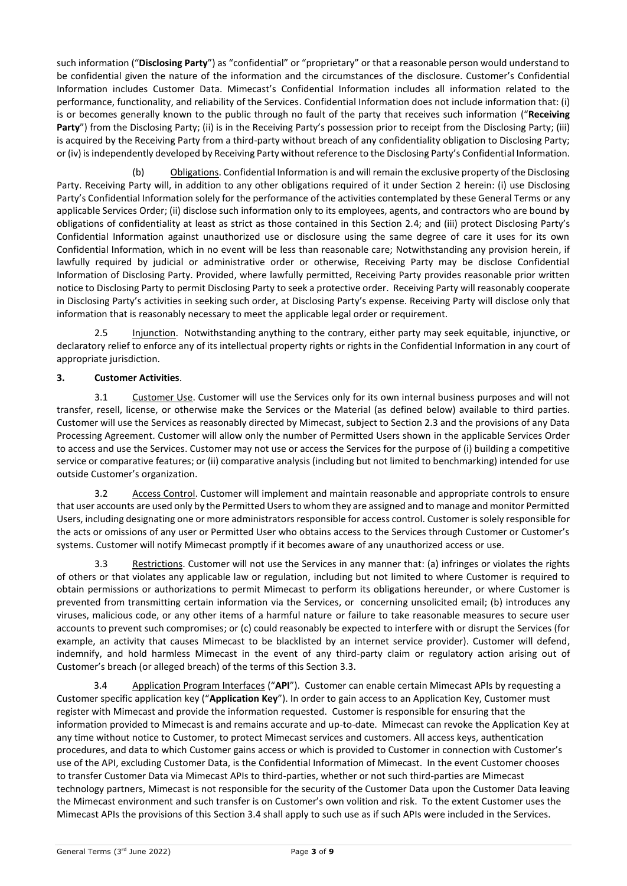such information ("**Disclosing Party**") as "confidential" or "proprietary" or that a reasonable person would understand to be confidential given the nature of the information and the circumstances of the disclosure. Customer's Confidential Information includes Customer Data. Mimecast's Confidential Information includes all information related to the performance, functionality, and reliability of the Services. Confidential Information does not include information that: (i) is or becomes generally known to the public through no fault of the party that receives such information ("**Receiving Party**") from the Disclosing Party; (ii) is in the Receiving Party's possession prior to receipt from the Disclosing Party; (iii) is acquired by the Receiving Party from a third-party without breach of any confidentiality obligation to Disclosing Party; or (iv) is independently developed by Receiving Party without reference to the Disclosing Party's Confidential Information.

(b) Obligations. Confidential Information is and will remain the exclusive property of the Disclosing Party. Receiving Party will, in addition to any other obligations required of it under Section 2 herein: (i) use Disclosing Party's Confidential Information solely for the performance of the activities contemplated by these General Terms or any applicable Services Order; (ii) disclose such information only to its employees, agents, and contractors who are bound by obligations of confidentiality at least as strict as those contained in this Section 2.4; and (iii) protect Disclosing Party's Confidential Information against unauthorized use or disclosure using the same degree of care it uses for its own Confidential Information, which in no event will be less than reasonable care; Notwithstanding any provision herein, if lawfully required by judicial or administrative order or otherwise, Receiving Party may be disclose Confidential Information of Disclosing Party. Provided, where lawfully permitted, Receiving Party provides reasonable prior written notice to Disclosing Party to permit Disclosing Party to seek a protective order. Receiving Party will reasonably cooperate in Disclosing Party's activities in seeking such order, at Disclosing Party's expense. Receiving Party will disclose only that information that is reasonably necessary to meet the applicable legal order or requirement.

2.5 Injunction. Notwithstanding anything to the contrary, either party may seek equitable, injunctive, or declaratory relief to enforce any of its intellectual property rights or rights in the Confidential Information in any court of appropriate jurisdiction.

**3. Customer Activities**.

3.1 Customer Use. Customer will use the Services only for its own internal business purposes and will not transfer, resell, license, or otherwise make the Services or the Material (as defined below) available to third parties. Customer will use the Services as reasonably directed by Mimecast, subject to Section 2.3 and the provisions of any Data Processing Agreement. Customer will allow only the number of Permitted Users shown in the applicable Services Order to access and use the Services. Customer may not use or access the Services for the purpose of (i) building a competitive service or comparative features; or (ii) comparative analysis (including but not limited to benchmarking) intended for use outside Customer's organization.

3.2 Access Control. Customer will implement and maintain reasonable and appropriate controls to ensure that user accounts are used only by the Permitted Users to whom they are assigned and to manage and monitor Permitted Users, including designating one or more administrators responsible for access control. Customer is solely responsible for the acts or omissions of any user or Permitted User who obtains access to the Services through Customer or Customer's systems. Customer will notify Mimecast promptly if it becomes aware of any unauthorized access or use.

3.3 Restrictions. Customer will not use the Services in any manner that: (a) infringes or violates the rights of others or that violates any applicable law or regulation, including but not limited to where Customer is required to obtain permissions or authorizations to permit Mimecast to perform its obligations hereunder, or where Customer is prevented from transmitting certain information via the Services, or concerning unsolicited email; (b) introduces any viruses, malicious code, or any other items of a harmful nature or failure to take reasonable measures to secure user accounts to prevent such compromises; or (c) could reasonably be expected to interfere with or disrupt the Services (for example, an activity that causes Mimecast to be blacklisted by an internet service provider). Customer will defend, indemnify, and hold harmless Mimecast in the event of any third-party claim or regulatory action arising out of Customer's breach (or alleged breach) of the terms of this Section 3.3.

3.4 Application Program Interfaces ("**API**"). Customer can enable certain Mimecast APIs by requesting a Customer specific application key ("**Application Key**"). In order to gain access to an Application Key, Customer must register with Mimecast and provide the information requested. Customer is responsible for ensuring that the information provided to Mimecast is and remains accurate and up-to-date. Mimecast can revoke the Application Key at any time without notice to Customer, to protect Mimecast services and customers. All access keys, authentication procedures, and data to which Customer gains access or which is provided to Customer in connection with Customer's use of the API, excluding Customer Data, is the Confidential Information of Mimecast. In the event Customer chooses to transfer Customer Data via Mimecast APIs to third-parties, whether or not such third-parties are Mimecast technology partners, Mimecast is not responsible for the security of the Customer Data upon the Customer Data leaving the Mimecast environment and such transfer is on Customer's own volition and risk. To the extent Customer uses the Mimecast APIs the provisions of this Section 3.4 shall apply to such use as if such APIs were included in the Services.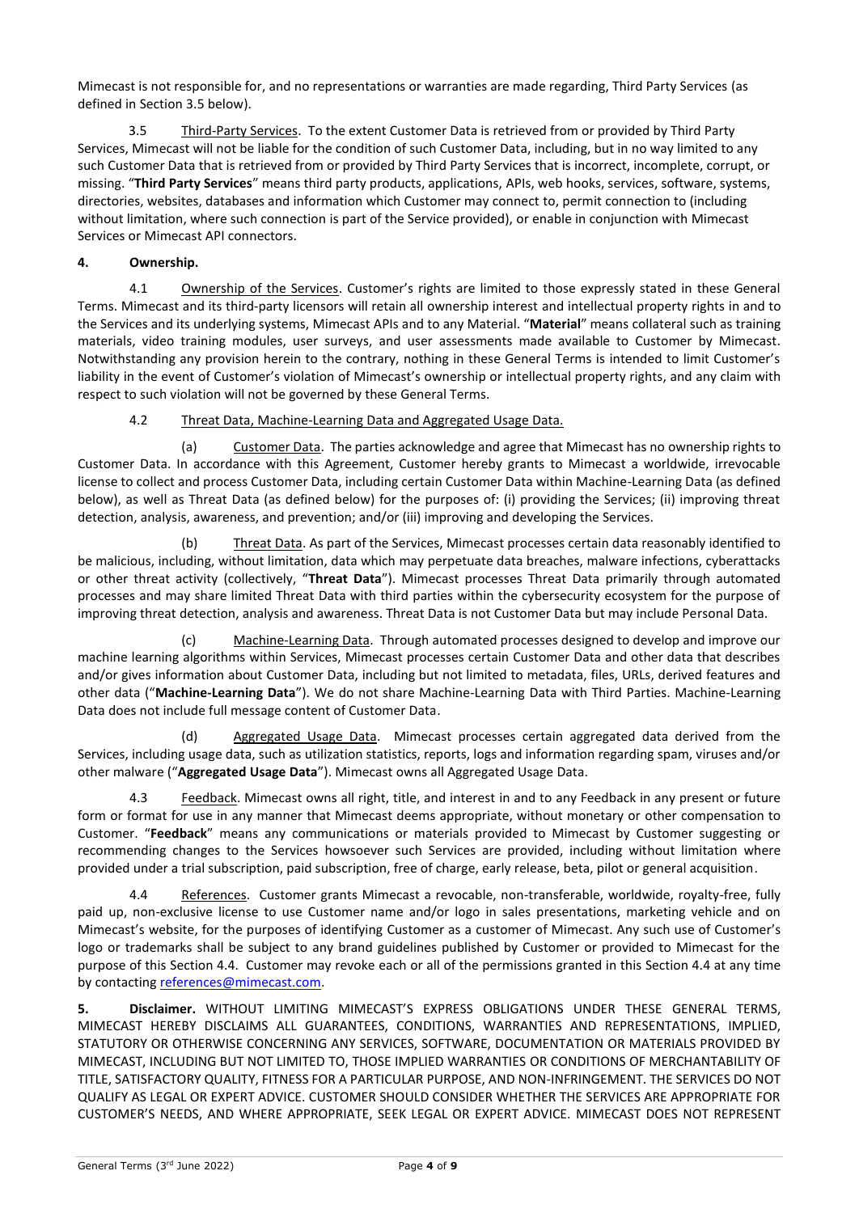Mimecast is not responsible for, and no representations or warranties are made regarding, Third Party Services (as defined in Section 3.5 below).

3.5 Third-Party Services. To the extent Customer Data is retrieved from or provided by Third Party Services, Mimecast will not be liable for the condition of such Customer Data, including, but in no way limited to any such Customer Data that is retrieved from or provided by Third Party Services that is incorrect, incomplete, corrupt, or missing. "**Third Party Services**" means third party products, applications, APIs, web hooks, services, software, systems, directories, websites, databases and information which Customer may connect to, permit connection to (including without limitation, where such connection is part of the Service provided), or enable in conjunction with Mimecast Services or Mimecast API connectors.

**4. Ownership.**

4.1 Ownership of the Services. Customer's rights are limited to those expressly stated in these General Terms. Mimecast and its third-party licensors will retain all ownership interest and intellectual property rights in and to the Services and its underlying systems, Mimecast APIs and to any Material. "**Material**" means collateral such as training materials, video training modules, user surveys, and user assessments made available to Customer by Mimecast. Notwithstanding any provision herein to the contrary, nothing in these General Terms is intended to limit Customer's liability in the event of Customer's violation of Mimecast's ownership or intellectual property rights, and any claim with respect to such violation will not be governed by these General Terms.

4.2 Threat Data, Machine-Learning Data and Aggregated Usage Data.

(a) Customer Data. The parties acknowledge and agree that Mimecast has no ownership rights to Customer Data. In accordance with this Agreement, Customer hereby grants to Mimecast a worldwide, irrevocable license to collect and process Customer Data, including certain Customer Data within Machine-Learning Data (as defined below), as well as Threat Data (as defined below) for the purposes of: (i) providing the Services; (ii) improving threat detection, analysis, awareness, and prevention; and/or (iii) improving and developing the Services.

(b) Threat Data. As part of the Services, Mimecast processes certain data reasonably identified to be malicious, including, without limitation, data which may perpetuate data breaches, malware infections, cyberattacks or other threat activity (collectively, "**Threat Data**"). Mimecast processes Threat Data primarily through automated processes and may share limited Threat Data with third parties within the cybersecurity ecosystem for the purpose of improving threat detection, analysis and awareness. Threat Data is not Customer Data but may include Personal Data.

(c) Machine-Learning Data. Through automated processes designed to develop and improve our machine learning algorithms within Services, Mimecast processes certain Customer Data and other data that describes and/or gives information about Customer Data, including but not limited to metadata, files, URLs, derived features and other data ("**Machine-Learning Data**"). We do not share Machine-Learning Data with Third Parties. Machine-Learning Data does not include full message content of Customer Data.

(d) Aggregated Usage Data. Mimecast processes certain aggregated data derived from the Services, including usage data, such as utilization statistics, reports, logs and information regarding spam, viruses and/or other malware ("**Aggregated Usage Data**"). Mimecast owns all Aggregated Usage Data.

4.3 Feedback. Mimecast owns all right, title, and interest in and to any Feedback in any present or future form or format for use in any manner that Mimecast deems appropriate, without monetary or other compensation to Customer. "**Feedback**" means any communications or materials provided to Mimecast by Customer suggesting or recommending changes to the Services howsoever such Services are provided, including without limitation where provided under a trial subscription, paid subscription, free of charge, early release, beta, pilot or general acquisition.

4.4 References. Customer grants Mimecast a revocable, non-transferable, worldwide, royalty-free, fully paid up, non-exclusive license to use Customer name and/or logo in sales presentations, marketing vehicle and on Mimecast's website, for the purposes of identifying Customer as a customer of Mimecast. Any such use of Customer's logo or trademarks shall be subject to any brand guidelines published by Customer or provided to Mimecast for the purpose of this Section 4.4. Customer may revoke each or all of the permissions granted in this Section 4.4 at any time by contacting references@mimecast.com.

**5. Disclaimer.** WITHOUT LIMITING MIMECAST'S EXPRESS OBLIGATIONS UNDER THESE GENERAL TERMS, MIMECAST HEREBY DISCLAIMS ALL GUARANTEES, CONDITIONS, WARRANTIES AND REPRESENTATIONS, IMPLIED, STATUTORY OR OTHERWISE CONCERNING ANY SERVICES, SOFTWARE, DOCUMENTATION OR MATERIALS PROVIDED BY MIMECAST, INCLUDING BUT NOT LIMITED TO, THOSE IMPLIED WARRANTIES OR CONDITIONS OF MERCHANTABILITY OF TITLE, SATISFACTORY QUALITY, FITNESS FOR A PARTICULAR PURPOSE, AND NON-INFRINGEMENT. THE SERVICES DO NOT QUALIFY AS LEGAL OR EXPERT ADVICE. CUSTOMER SHOULD CONSIDER WHETHER THE SERVICES ARE APPROPRIATE FOR CUSTOMER'S NEEDS, AND WHERE APPROPRIATE, SEEK LEGAL OR EXPERT ADVICE. MIMECAST DOES NOT REPRESENT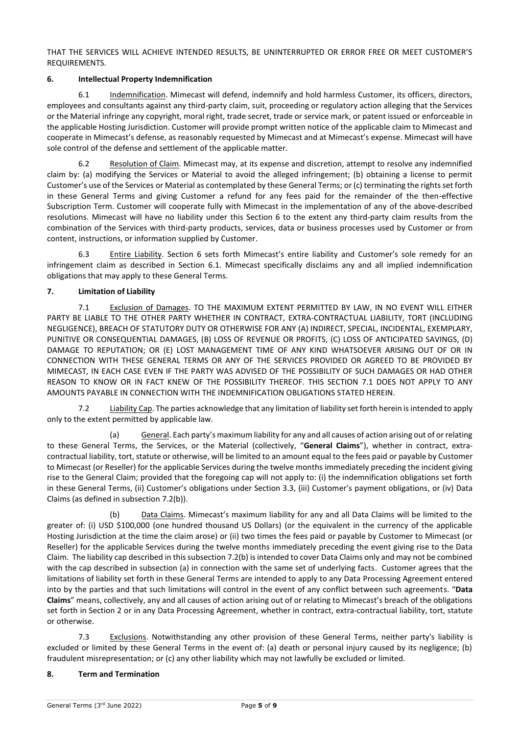THAT THE SERVICES WILL ACHIEVE INTENDED RESULTS, BE UNINTERRUPTED OR ERROR FREE OR MEET CUSTOMER'S REQUIREMENTS.

## 6. Intellectual Property Indemnification

6.1 Indemnification. Mimecast will defend, indemnify and hold harmless Customer, its officers, directors, employees and consultants against any third-party claim, suit, proceeding or regulatory action alleging that the Services or the Material infringe any copyright, moral right, trade secret, trade or service mark, or patent issued or enforceable in the applicable Hosting Jurisdiction. Customer will provide prompt written notice of the applicable claim to Mimecast and cooperate in Mimecast's defense, as reasonably requested by Mimecast and at Mimecast's expense. Mimecast will have sole control of the defense and settlement of the applicable matter.

6.2 Resolution of Claim. Mimecast may, at its expense and discretion, attempt to resolve any indemnified claim by: (a) modifying the Services or Material to avoid the alleged infringement; (b) obtaining a license to permit Customer's use of the Services or Material as contemplated by these General Terms; or (c) terminating the rights set forth in these General Terms and giving Customer a refund for any fees paid for the remainder of the then-effective Subscription Term. Customer will cooperate fully with Mimecast in the implementation of any of the above-described resolutions. Mimecast will have no liability under this Section 6 to the extent any third-party claim results from the combination of the Services with third-party products, services, data or business processes used by Customer or from content, instructions, or information supplied by Customer.

6.3 Entire Liability. Section 6 sets forth Mimecast's entire liability and Customer's sole remedy for an infringement claim as described in Section 6.1. Mimecast specifically disclaims any and all implied indemnification obligations that may apply to these General Terms.

## 7. Limitation of Liability

7.1 Exclusion of Damages. TO THE MAXIMUM EXTENT PERMITTED BY LAW, IN NO EVENT WILL EITHER PARTY BE LIABLE TO THE OTHER PARTY WHETHER IN CONTRACT, EXTRA-CONTRACTUAL LIABILITY, TORT (INCLUDING NEGLIGENCE), BREACH OF STATUTORY DUTY OR OTHERWISE FOR ANY (A) INDIRECT, SPECIAL, INCIDENTAL, EXEMPLARY, PUNITIVE OR CONSEQUENTIAL DAMAGES, (B) LOSS OF REVENUE OR PROFITS, (C) LOSS OF ANTICIPATED SAVINGS, (D) DAMAGE TO REPUTATION; OR (E) LOST MANAGEMENT TIME OF ANY KIND WHATSOEVER ARISING OUT OF OR IN CONNECTION WITH THESE GENERAL TERMS OR ANY OF THE SERVICES PROVIDED OR AGREED TO BE PROVIDED BY MIMECAST, IN EACH CASE EVEN IF THE PARTY WAS ADVISED OF THE POSSIBILITY OF SUCH DAMAGES OR HAD OTHER REASON TO KNOW OR IN FACT KNEW OF THE POSSIBILITY THEREOF. THIS SECTION 7.1 DOES NOT APPLY TO ANY AMOUNTS PAYABLE IN CONNECTION WITH THE INDEMNIFICATION OBLIGATIONS STATED HEREIN.

7.2 Liability Cap. The parties acknowledge that any limitation of liability set forth herein is intended to apply only to the extent permitted by applicable law.

(a) General. Each party's maximum liability for any and all causes of action arising out of or relating to these General Terms, the Services, or the Material (collectively, "**General Claims**"), whether in contract, extra-contractual liability, tort, statute or otherwise, will be limited to an amount equal to the fees paid or payable by Customer to Mimecast (or Reseller) for the applicable Services during the twelve months immediately preceding the incident giving rise to the General Claim; provided that the foregoing cap will not apply to: (i) the indemnification obligations set forth in these General Terms, (ii) Customer's obligations under Section 3.3, (iii) Customer's payment obligations, or (iv) Data Claims (as defined in subsection 7.2(b)).

(b) Data Claims. Mimecast's maximum liability for any and all Data Claims will be limited to the greater of: (i) USD $100,000 (one hundred thousand US Dollars) (or the equivalent in the currency of the applicable Hosting Jurisdiction at the time the claim arose) or (ii) two times the fees paid or payable by Customer to Mimecast (or Reseller) for the applicable Services during the twelve months immediately preceding the event giving rise to the Data Claim. The liability cap described in this subsection 7.2(b) is intended to cover Data Claims only and may not be combined with the cap described in subsection (a) in connection with the same set of underlying facts. Customer agrees that the limitations of liability set forth in these General Terms are intended to apply to any Data Processing Agreement entered into by the parties and that such limitations will control in the event of any conflict between such agreements. "**Data Claims**" means, collectively, any and all causes of action arising out of or relating to Mimecast's breach of the obligations set forth in Section 2 or in any Data Processing Agreement, whether in contract, extra-contractual liability, tort, statute or otherwise.

7.3 Exclusions. Notwithstanding any other provision of these General Terms, neither party's liability is excluded or limited by these General Terms in the event of: (a) death or personal injury caused by its negligence; (b) fraudulent misrepresentation; or (c) any other liability which may not lawfully be excluded or limited.

## 8. Term and Termination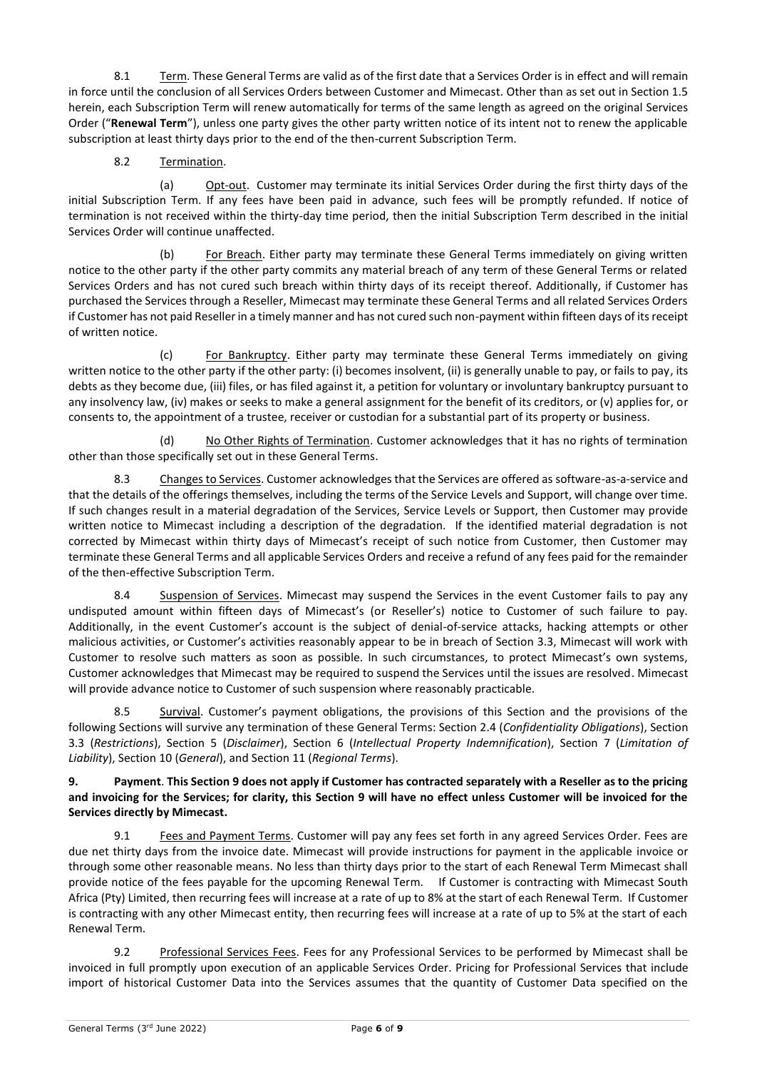8.1 Term. These General Terms are valid as of the first date that a Services Order is in effect and will remain in force until the conclusion of all Services Orders between Customer and Mimecast. Other than as set out in Section 1.5 herein, each Subscription Term will renew automatically for terms of the same length as agreed on the original Services Order ("**Renewal Term**"), unless one party gives the other party written notice of its intent not to renew the applicable subscription at least thirty days prior to the end of the then-current Subscription Term.

8.2 Termination.

(a) Opt-out. Customer may terminate its initial Services Order during the first thirty days of the initial Subscription Term. If any fees have been paid in advance, such fees will be promptly refunded. If notice of termination is not received within the thirty-day time period, then the initial Subscription Term described in the initial Services Order will continue unaffected.

(b) For Breach. Either party may terminate these General Terms immediately on giving written notice to the other party if the other party commits any material breach of any term of these General Terms or related Services Orders and has not cured such breach within thirty days of its receipt thereof. Additionally, if Customer has purchased the Services through a Reseller, Mimecast may terminate these General Terms and all related Services Orders if Customer has not paid Reseller in a timely manner and has not cured such non-payment within fifteen days of its receipt of written notice.

(c) For Bankruptcy. Either party may terminate these General Terms immediately on giving written notice to the other party if the other party: (i) becomes insolvent, (ii) is generally unable to pay, or fails to pay, its debts as they become due, (iii) files, or has filed against it, a petition for voluntary or involuntary bankruptcy pursuant to any insolvency law, (iv) makes or seeks to make a general assignment for the benefit of its creditors, or (v) applies for, or consents to, the appointment of a trustee, receiver or custodian for a substantial part of its property or business.

(d) No Other Rights of Termination. Customer acknowledges that it has no rights of termination other than those specifically set out in these General Terms.

8.3 Changes to Services. Customer acknowledges that the Services are offered as software-as-a-service and that the details of the offerings themselves, including the terms of the Service Levels and Support, will change over time. If such changes result in a material degradation of the Services, Service Levels or Support, then Customer may provide written notice to Mimecast including a description of the degradation. If the identified material degradation is not corrected by Mimecast within thirty days of Mimecast's receipt of such notice from Customer, then Customer may terminate these General Terms and all applicable Services Orders and receive a refund of any fees paid for the remainder of the then-effective Subscription Term.

8.4 Suspension of Services. Mimecast may suspend the Services in the event Customer fails to pay any undisputed amount within fifteen days of Mimecast's (or Reseller's) notice to Customer of such failure to pay. Additionally, in the event Customer's account is the subject of denial-of-service attacks, hacking attempts or other malicious activities, or Customer's activities reasonably appear to be in breach of Section 3.3, Mimecast will work with Customer to resolve such matters as soon as possible. In such circumstances, to protect Mimecast's own systems, Customer acknowledges that Mimecast may be required to suspend the Services until the issues are resolved. Mimecast will provide advance notice to Customer of such suspension where reasonably practicable.

8.5 Survival. Customer's payment obligations, the provisions of this Section and the provisions of the following Sections will survive any termination of these General Terms: Section 2.4 (*Confidentiality Obligations*), Section 3.3 (*Restrictions*), Section 5 (*Disclaimer*), Section 6 (*Intellectual Property Indemnification*), Section 7 (*Limitation of Liability*), Section 10 (*General*), and Section 11 (*Regional Terms*).

**9. Payment**. **This Section 9 does not apply if Customer has contracted separately with a Reseller as to the pricing and invoicing for the Services; for clarity, this Section 9 will have no effect unless Customer will be invoiced for the Services directly by Mimecast.**

9.1 Fees and Payment Terms. Customer will pay any fees set forth in any agreed Services Order. Fees are due net thirty days from the invoice date. Mimecast will provide instructions for payment in the applicable invoice or through some other reasonable means. No less than thirty days prior to the start of each Renewal Term Mimecast shall provide notice of the fees payable for the upcoming Renewal Term. If Customer is contracting with Mimecast South Africa (Pty) Limited, then recurring fees will increase at a rate of up to 8% at the start of each Renewal Term. If Customer is contracting with any other Mimecast entity, then recurring fees will increase at a rate of up to 5% at the start of each Renewal Term.

9.2 Professional Services Fees. Fees for any Professional Services to be performed by Mimecast shall be invoiced in full promptly upon execution of an applicable Services Order. Pricing for Professional Services that include import of historical Customer Data into the Services assumes that the quantity of Customer Data specified on the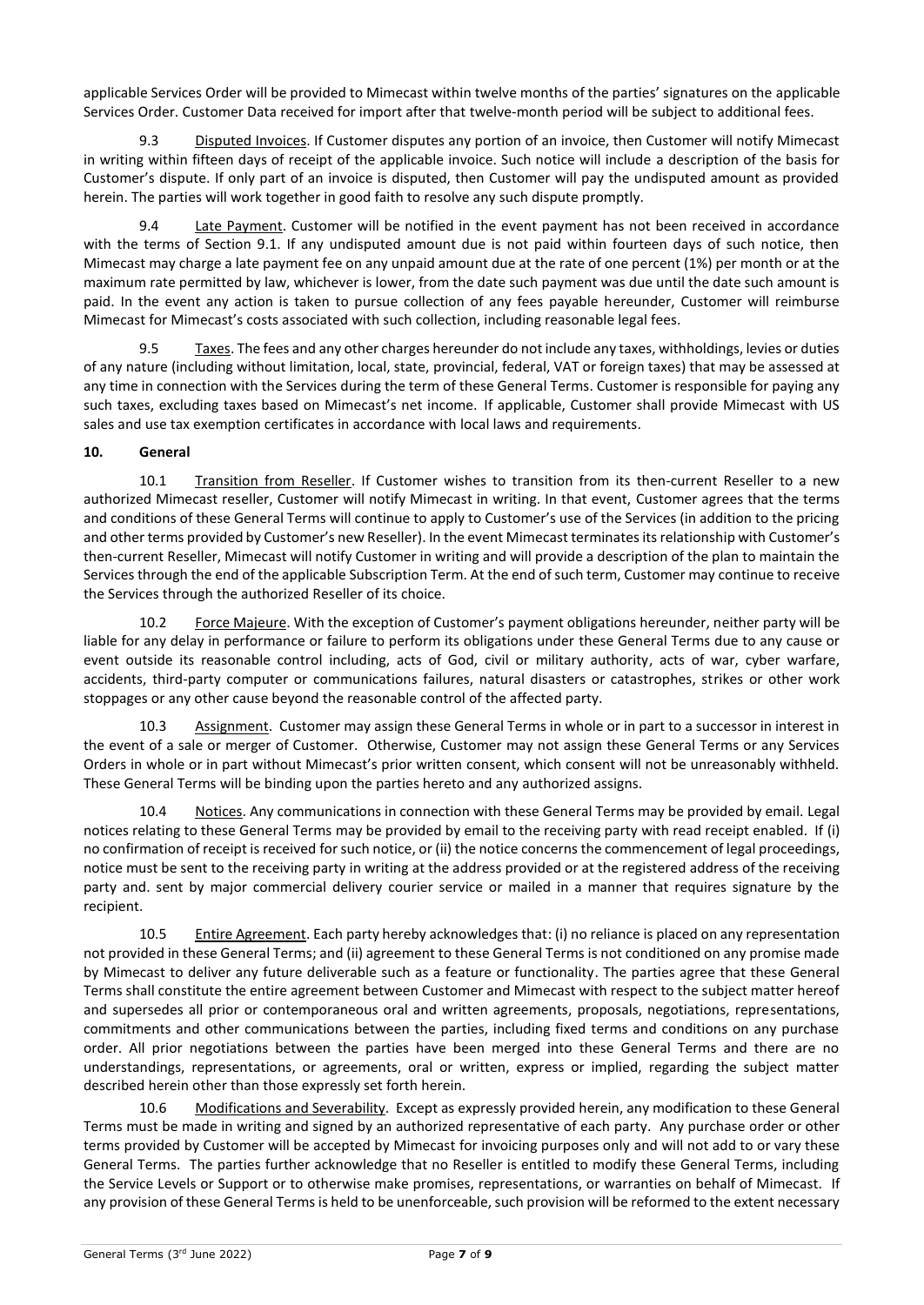applicable Services Order will be provided to Mimecast within twelve months of the parties' signatures on the applicable Services Order. Customer Data received for import after that twelve-month period will be subject to additional fees.

9.3 Disputed Invoices. If Customer disputes any portion of an invoice, then Customer will notify Mimecast in writing within fifteen days of receipt of the applicable invoice. Such notice will include a description of the basis for Customer's dispute. If only part of an invoice is disputed, then Customer will pay the undisputed amount as provided herein. The parties will work together in good faith to resolve any such dispute promptly.

9.4 Late Payment. Customer will be notified in the event payment has not been received in accordance with the terms of Section 9.1. If any undisputed amount due is not paid within fourteen days of such notice, then Mimecast may charge a late payment fee on any unpaid amount due at the rate of one percent (1%) per month or at the maximum rate permitted by law, whichever is lower, from the date such payment was due until the date such amount is paid. In the event any action is taken to pursue collection of any fees payable hereunder, Customer will reimburse Mimecast for Mimecast's costs associated with such collection, including reasonable legal fees.

9.5 Taxes. The fees and any other charges hereunder do not include any taxes, withholdings, levies or duties of any nature (including without limitation, local, state, provincial, federal, VAT or foreign taxes) that may be assessed at any time in connection with the Services during the term of these General Terms. Customer is responsible for paying any such taxes, excluding taxes based on Mimecast's net income. If applicable, Customer shall provide Mimecast with US sales and use tax exemption certificates in accordance with local laws and requirements.

## 10. General

10.1 Transition from Reseller. If Customer wishes to transition from its then-current Reseller to a new authorized Mimecast reseller, Customer will notify Mimecast in writing. In that event, Customer agrees that the terms and conditions of these General Terms will continue to apply to Customer's use of the Services (in addition to the pricing and other terms provided by Customer's new Reseller). In the event Mimecast terminates its relationship with Customer's then-current Reseller, Mimecast will notify Customer in writing and will provide a description of the plan to maintain the Services through the end of the applicable Subscription Term. At the end of such term, Customer may continue to receive the Services through the authorized Reseller of its choice.

10.2 Force Majeure. With the exception of Customer's payment obligations hereunder, neither party will be liable for any delay in performance or failure to perform its obligations under these General Terms due to any cause or event outside its reasonable control including, acts of God, civil or military authority, acts of war, cyber warfare, accidents, third-party computer or communications failures, natural disasters or catastrophes, strikes or other work stoppages or any other cause beyond the reasonable control of the affected party.

10.3 Assignment. Customer may assign these General Terms in whole or in part to a successor in interest in the event of a sale or merger of Customer. Otherwise, Customer may not assign these General Terms or any Services Orders in whole or in part without Mimecast's prior written consent, which consent will not be unreasonably withheld. These General Terms will be binding upon the parties hereto and any authorized assigns.

10.4 Notices. Any communications in connection with these General Terms may be provided by email. Legal notices relating to these General Terms may be provided by email to the receiving party with read receipt enabled. If (i) no confirmation of receipt is received for such notice, or (ii) the notice concerns the commencement of legal proceedings, notice must be sent to the receiving party in writing at the address provided or at the registered address of the receiving party and. sent by major commercial delivery courier service or mailed in a manner that requires signature by the recipient.

10.5 Entire Agreement. Each party hereby acknowledges that: (i) no reliance is placed on any representation not provided in these General Terms; and (ii) agreement to these General Terms is not conditioned on any promise made by Mimecast to deliver any future deliverable such as a feature or functionality. The parties agree that these General Terms shall constitute the entire agreement between Customer and Mimecast with respect to the subject matter hereof and supersedes all prior or contemporaneous oral and written agreements, proposals, negotiations, representations, commitments and other communications between the parties, including fixed terms and conditions on any purchase order. All prior negotiations between the parties have been merged into these General Terms and there are no understandings, representations, or agreements, oral or written, express or implied, regarding the subject matter described herein other than those expressly set forth herein.

10.6 Modifications and Severability. Except as expressly provided herein, any modification to these General Terms must be made in writing and signed by an authorized representative of each party. Any purchase order or other terms provided by Customer will be accepted by Mimecast for invoicing purposes only and will not add to or vary these General Terms. The parties further acknowledge that no Reseller is entitled to modify these General Terms, including the Service Levels or Support or to otherwise make promises, representations, or warranties on behalf of Mimecast. If any provision of these General Terms is held to be unenforceable, such provision will be reformed to the extent necessary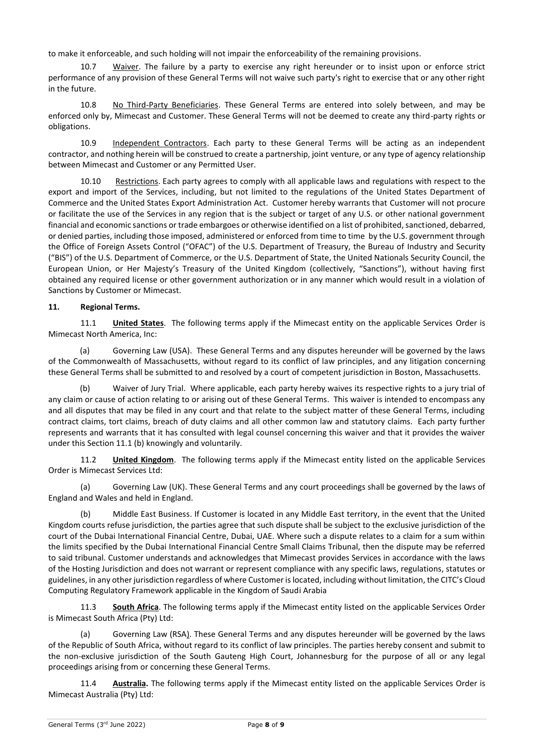to make it enforceable, and such holding will not impair the enforceability of the remaining provisions.

10.7 Waiver. The failure by a party to exercise any right hereunder or to insist upon or enforce strict performance of any provision of these General Terms will not waive such party's right to exercise that or any other right in the future.

10.8 No Third-Party Beneficiaries. These General Terms are entered into solely between, and may be enforced only by, Mimecast and Customer. These General Terms will not be deemed to create any third-party rights or obligations.

10.9 Independent Contractors. Each party to these General Terms will be acting as an independent contractor, and nothing herein will be construed to create a partnership, joint venture, or any type of agency relationship between Mimecast and Customer or any Permitted User.

10.10 Restrictions. Each party agrees to comply with all applicable laws and regulations with respect to the export and import of the Services, including, but not limited to the regulations of the United States Department of Commerce and the United States Export Administration Act. Customer hereby warrants that Customer will not procure or facilitate the use of the Services in any region that is the subject or target of any U.S. or other national government financial and economic sanctions or trade embargoes or otherwise identified on a list of prohibited, sanctioned, debarred, or denied parties, including those imposed, administered or enforced from time to time by the U.S. government through the Office of Foreign Assets Control ("OFAC") of the U.S. Department of Treasury, the Bureau of Industry and Security ("BIS") of the U.S. Department of Commerce, or the U.S. Department of State, the United Nationals Security Council, the European Union, or Her Majesty's Treasury of the United Kingdom (collectively, "Sanctions"), without having first obtained any required license or other government authorization or in any manner which would result in a violation of Sanctions by Customer or Mimecast.

**11. Regional Terms.**

11.1 **United States**. The following terms apply if the Mimecast entity on the applicable Services Order is Mimecast North America, Inc:

(a) Governing Law (USA). These General Terms and any disputes hereunder will be governed by the laws of the Commonwealth of Massachusetts, without regard to its conflict of law principles, and any litigation concerning these General Terms shall be submitted to and resolved by a court of competent jurisdiction in Boston, Massachusetts.

(b) Waiver of Jury Trial. Where applicable, each party hereby waives its respective rights to a jury trial of any claim or cause of action relating to or arising out of these General Terms. This waiver is intended to encompass any and all disputes that may be filed in any court and that relate to the subject matter of these General Terms, including contract claims, tort claims, breach of duty claims and all other common law and statutory claims. Each party further represents and warrants that it has consulted with legal counsel concerning this waiver and that it provides the waiver under this Section 11.1 (b) knowingly and voluntarily.

11.2 **United Kingdom**. The following terms apply if the Mimecast entity listed on the applicable Services Order is Mimecast Services Ltd:

(a) Governing Law (UK). These General Terms and any court proceedings shall be governed by the laws of England and Wales and held in England.

(b) Middle East Business. If Customer is located in any Middle East territory, in the event that the United Kingdom courts refuse jurisdiction, the parties agree that such dispute shall be subject to the exclusive jurisdiction of the court of the Dubai International Financial Centre, Dubai, UAE. Where such a dispute relates to a claim for a sum within the limits specified by the Dubai International Financial Centre Small Claims Tribunal, then the dispute may be referred to said tribunal. Customer understands and acknowledges that Mimecast provides Services in accordance with the laws of the Hosting Jurisdiction and does not warrant or represent compliance with any specific laws, regulations, statutes or guidelines, in any other jurisdiction regardless of where Customer is located, including without limitation, the CITC's Cloud Computing Regulatory Framework applicable in the Kingdom of Saudi Arabia

11.3 **South Africa**. The following terms apply if the Mimecast entity listed on the applicable Services Order is Mimecast South Africa (Pty) Ltd:

(a) Governing Law (RSA). These General Terms and any disputes hereunder will be governed by the laws of the Republic of South Africa, without regard to its conflict of law principles. The parties hereby consent and submit to the non-exclusive jurisdiction of the South Gauteng High Court, Johannesburg for the purpose of all or any legal proceedings arising from or concerning these General Terms.

11.4 **Australia.** The following terms apply if the Mimecast entity listed on the applicable Services Order is Mimecast Australia (Pty) Ltd: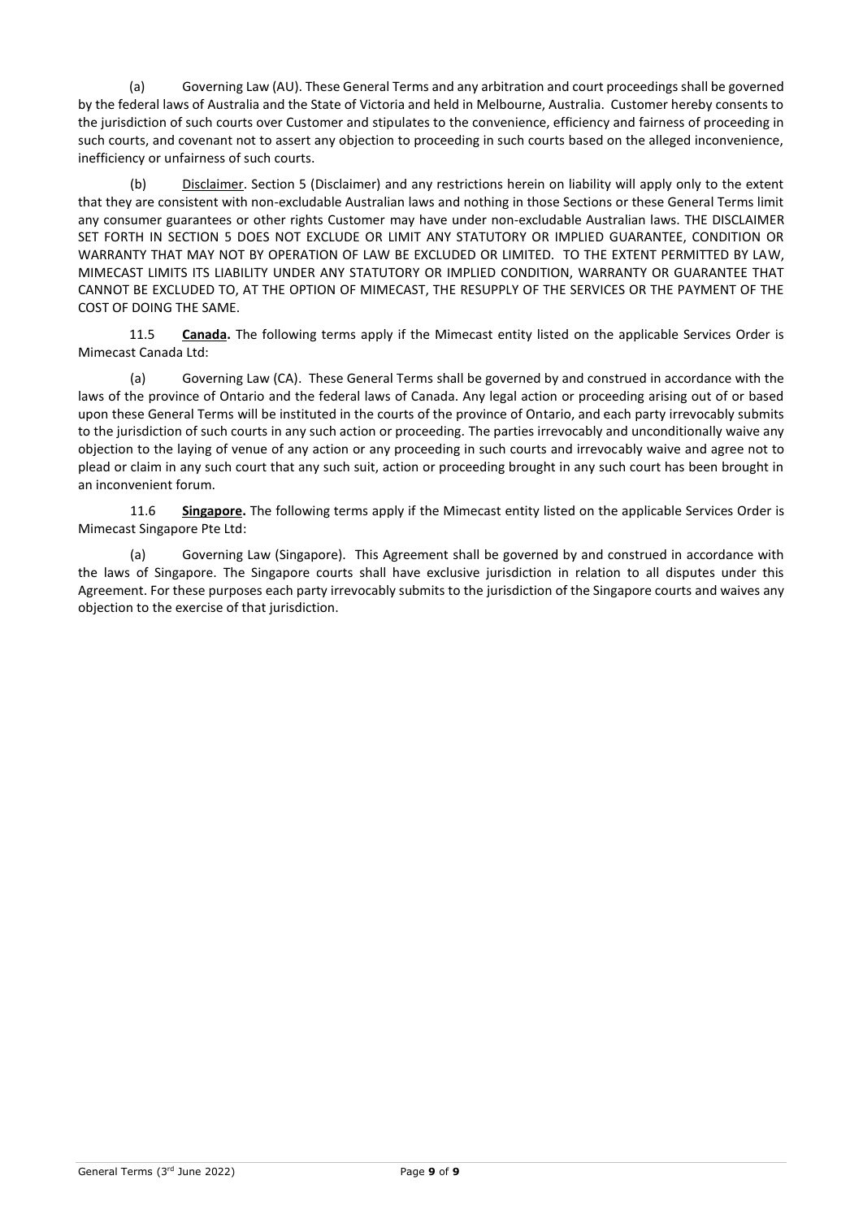(a) Governing Law (AU). These General Terms and any arbitration and court proceedings shall be governed by the federal laws of Australia and the State of Victoria and held in Melbourne, Australia. Customer hereby consents to the jurisdiction of such courts over Customer and stipulates to the convenience, efficiency and fairness of proceeding in such courts, and covenant not to assert any objection to proceeding in such courts based on the alleged inconvenience, inefficiency or unfairness of such courts.

(b) Disclaimer. Section 5 (Disclaimer) and any restrictions herein on liability will apply only to the extent that they are consistent with non-excludable Australian laws and nothing in those Sections or these General Terms limit any consumer guarantees or other rights Customer may have under non-excludable Australian laws. THE DISCLAIMER SET FORTH IN SECTION 5 DOES NOT EXCLUDE OR LIMIT ANY STATUTORY OR IMPLIED GUARANTEE, CONDITION OR WARRANTY THAT MAY NOT BY OPERATION OF LAW BE EXCLUDED OR LIMITED. TO THE EXTENT PERMITTED BY LAW, MIMECAST LIMITS ITS LIABILITY UNDER ANY STATUTORY OR IMPLIED CONDITION, WARRANTY OR GUARANTEE THAT CANNOT BE EXCLUDED TO, AT THE OPTION OF MIMECAST, THE RESUPPLY OF THE SERVICES OR THE PAYMENT OF THE COST OF DOING THE SAME.

11.5 **Canada.** The following terms apply if the Mimecast entity listed on the applicable Services Order is Mimecast Canada Ltd:

(a) Governing Law (CA). These General Terms shall be governed by and construed in accordance with the laws of the province of Ontario and the federal laws of Canada. Any legal action or proceeding arising out of or based upon these General Terms will be instituted in the courts of the province of Ontario, and each party irrevocably submits to the jurisdiction of such courts in any such action or proceeding. The parties irrevocably and unconditionally waive any objection to the laying of venue of any action or any proceeding in such courts and irrevocably waive and agree not to plead or claim in any such court that any such suit, action or proceeding brought in any such court has been brought in an inconvenient forum.

11.6 **Singapore.** The following terms apply if the Mimecast entity listed on the applicable Services Order is Mimecast Singapore Pte Ltd:

(a) Governing Law (Singapore). This Agreement shall be governed by and construed in accordance with the laws of Singapore. The Singapore courts shall have exclusive jurisdiction in relation to all disputes under this Agreement. For these purposes each party irrevocably submits to the jurisdiction of the Singapore courts and waives any objection to the exercise of that jurisdiction.